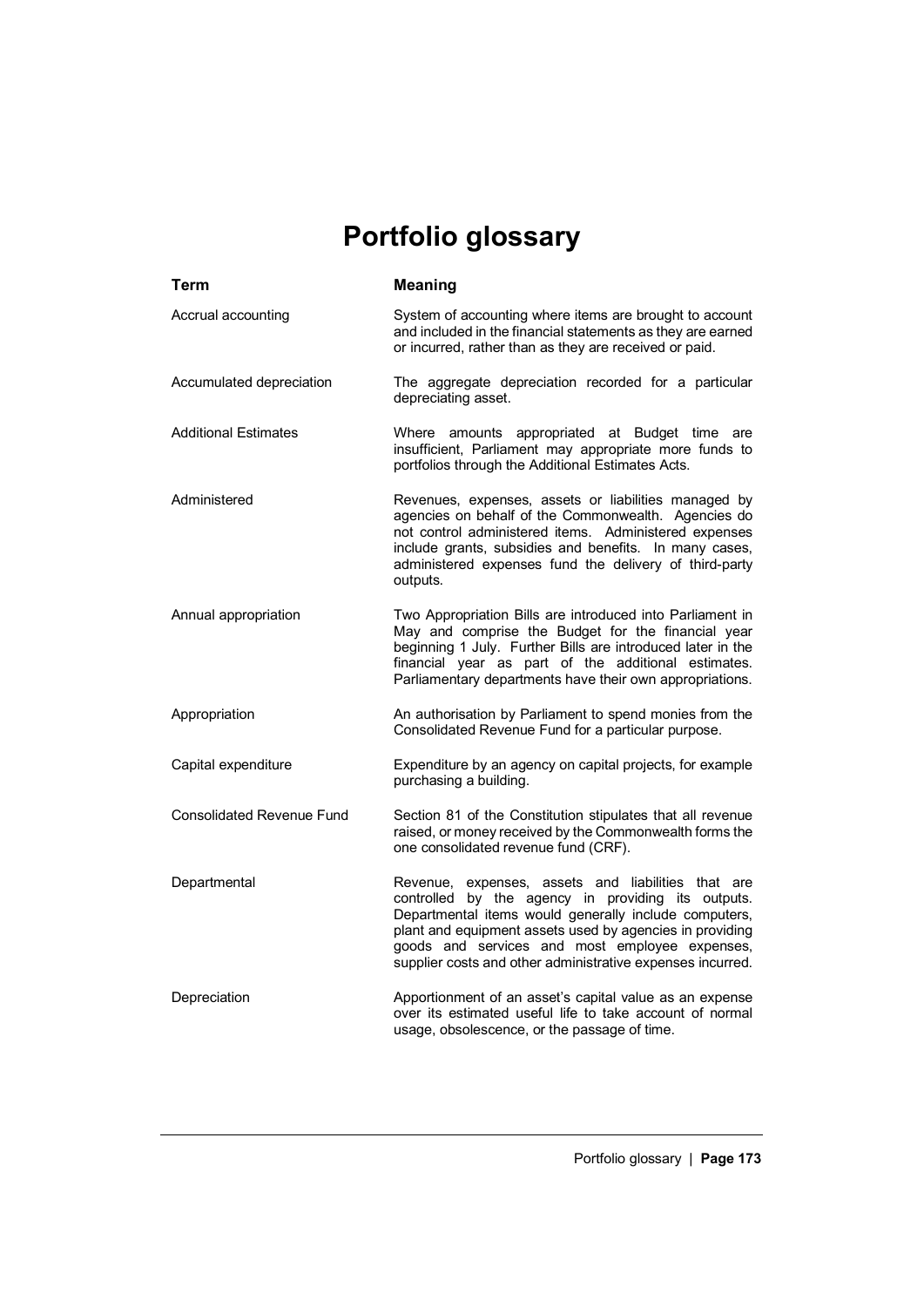# Portfolio glossary

| Term | Meaning |
|---|---|
| Accrual accounting | System of accounting where items are brought to account and included in the financial statements as they are earned or incurred, rather than as they are received or paid. |
| Accumulated depreciation | The aggregate depreciation recorded for a particular depreciating asset. |
| Additional Estimates | Where amounts appropriated at Budget time are insufficient, Parliament may appropriate more funds to portfolios through the Additional Estimates Acts. |
| Administered | Revenues, expenses, assets or liabilities managed by agencies on behalf of the Commonwealth. Agencies do not control administered items. Administered expenses include grants, subsidies and benefits. In many cases, administered expenses fund the delivery of third-party outputs. |
| Annual appropriation | Two Appropriation Bills are introduced into Parliament in May and comprise the Budget for the financial year beginning 1 July. Further Bills are introduced later in the financial year as part of the additional estimates. Parliamentary departments have their own appropriations. |
| Appropriation | An authorisation by Parliament to spend monies from the Consolidated Revenue Fund for a particular purpose. |
| Capital expenditure | Expenditure by an agency on capital projects, for example purchasing a building. |
| Consolidated Revenue Fund | Section 81 of the Constitution stipulates that all revenue raised, or money received by the Commonwealth forms the one consolidated revenue fund (CRF). |
| Departmental | Revenue, expenses, assets and liabilities that are controlled by the agency in providing its outputs. Departmental items would generally include computers, plant and equipment assets used by agencies in providing goods and services and most employee expenses, supplier costs and other administrative expenses incurred. |
| Depreciation | Apportionment of an asset's capital value as an expense over its estimated useful life to take account of normal usage, obsolescence, or the passage of time. |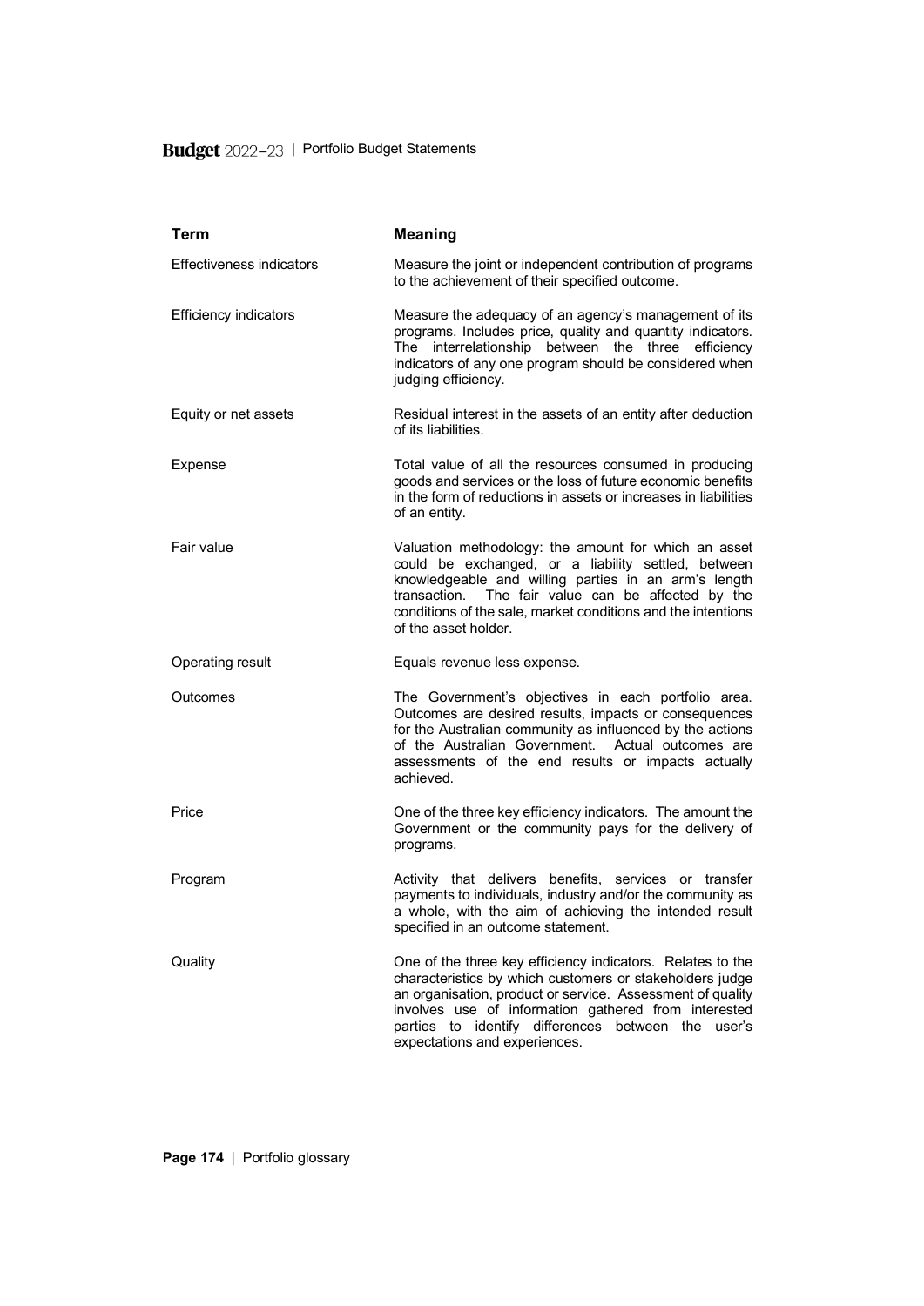| Term | Meaning |
| --- | --- |
| Effectiveness indicators | Measure the joint or independent contribution of programs to the achievement of their specified outcome. |
| Efficiency indicators | Measure the adequacy of an agency's management of its programs. Includes price, quality and quantity indicators. The interrelationship between the three efficiency indicators of any one program should be considered when judging efficiency. |
| Equity or net assets | Residual interest in the assets of an entity after deduction of its liabilities. |
| Expense | Total value of all the resources consumed in producing goods and services or the loss of future economic benefits in the form of reductions in assets or increases in liabilities of an entity. |
| Fair value | Valuation methodology: the amount for which an asset could be exchanged, or a liability settled, between knowledgeable and willing parties in an arm's length transaction. The fair value can be affected by the conditions of the sale, market conditions and the intentions of the asset holder. |
| Operating result | Equals revenue less expense. |
| Outcomes | The Government's objectives in each portfolio area. Outcomes are desired results, impacts or consequences for the Australian community as influenced by the actions of the Australian Government. Actual outcomes are assessments of the end results or impacts actually achieved. |
| Price | One of the three key efficiency indicators. The amount the Government or the community pays for the delivery of programs. |
| Program | Activity that delivers benefits, services or transfer payments to individuals, industry and/or the community as a whole, with the aim of achieving the intended result specified in an outcome statement. |
| Quality | One of the three key efficiency indicators. Relates to the characteristics by which customers or stakeholders judge an organisation, product or service. Assessment of quality involves use of information gathered from interested parties to identify differences between the user's expectations and experiences. |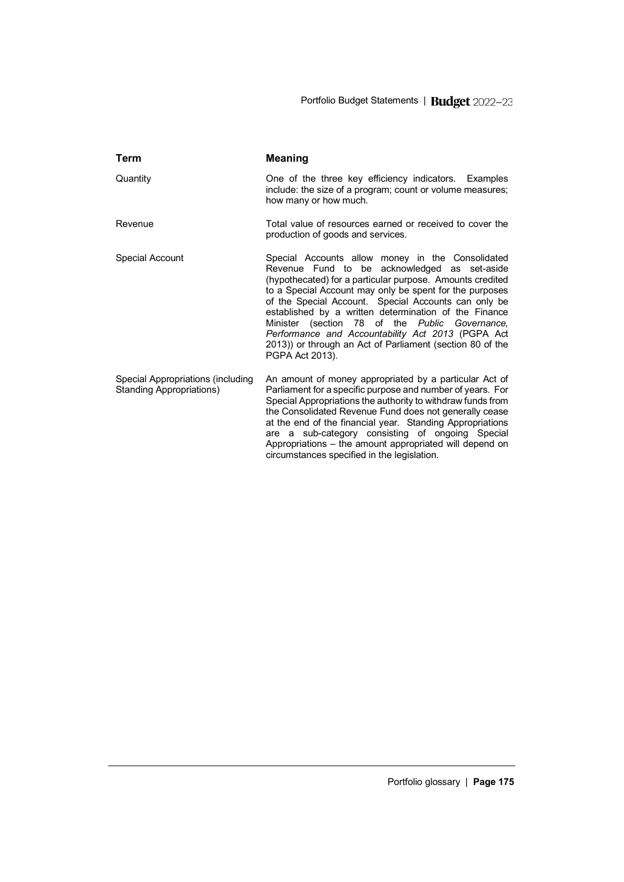| Term | Meaning |
| --- | --- |
| Quantity | One of the three key efficiency indicators. Examples include: the size of a program; count or volume measures; how many or how much. |
| Revenue | Total value of resources earned or received to cover the production of goods and services. |
| Special Account | Special Accounts allow money in the Consolidated Revenue Fund to be acknowledged as set-aside (hypothecated) for a particular purpose. Amounts credited to a Special Account may only be spent for the purposes of the Special Account. Special Accounts can only be established by a written determination of the Finance Minister (section 78 of the *Public Governance, Performance and Accountability Act 2013* (PGPA Act 2013)) or through an Act of Parliament (section 80 of the PGPA Act 2013). |
| Special Appropriations (including Standing Appropriations) | An amount of money appropriated by a particular Act of Parliament for a specific purpose and number of years. For Special Appropriations the authority to withdraw funds from the Consolidated Revenue Fund does not generally cease at the end of the financial year. Standing Appropriations are a sub-category consisting of ongoing Special Appropriations – the amount appropriated will depend on circumstances specified in the legislation. |